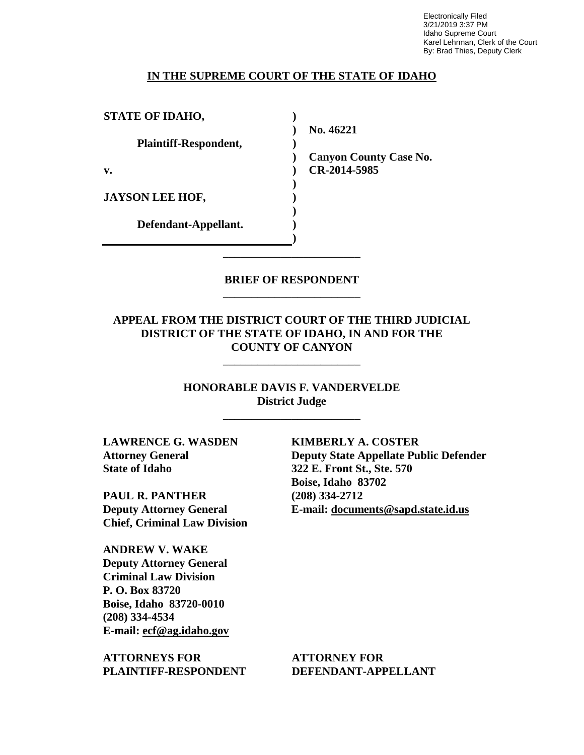Electronically Filed
3/21/2019 3:37 PM
Idaho Supreme Court
Karel Lehrman, Clerk of the Court
By: Brad Thies, Deputy Clerk

**IN THE SUPREME COURT OF THE STATE OF IDAHO**

| | |
|---|---|
| **STATE OF IDAHO,** | **No. 46221** |
| **Plaintiff-Respondent,** | |
| **v.** | **Canyon County Case No. CR-2014-5985** |
| **JAYSON LEE HOF,** | |
| **Defendant-Appellant.** | |

---

**BRIEF OF RESPONDENT**

---

**APPEAL FROM THE DISTRICT COURT OF THE THIRD JUDICIAL DISTRICT OF THE STATE OF IDAHO, IN AND FOR THE COUNTY OF CANYON**

---

**HONORABLE DAVIS F. VANDERVELDE**
**District Judge**

---

**LAWRENCE G. WASDEN**
**Attorney General**
**State of Idaho**

**PAUL R. PANTHER**
**Deputy Attorney General**
**Chief, Criminal Law Division**

**ANDREW V. WAKE**
**Deputy Attorney General**
**Criminal Law Division**
**P. O. Box 83720**
**Boise, Idaho 83720-0010**
**(208) 334-4534**
**E-mail: ecf@ag.idaho.gov**

**ATTORNEYS FOR PLAINTIFF-RESPONDENT**

**KIMBERLY A. COSTER**
**Deputy State Appellate Public Defender**
**322 E. Front St., Ste. 570**
**Boise, Idaho 83702**
**(208) 334-2712**
**E-mail: documents@sapd.state.id.us**

**ATTORNEY FOR DEFENDANT-APPELLANT**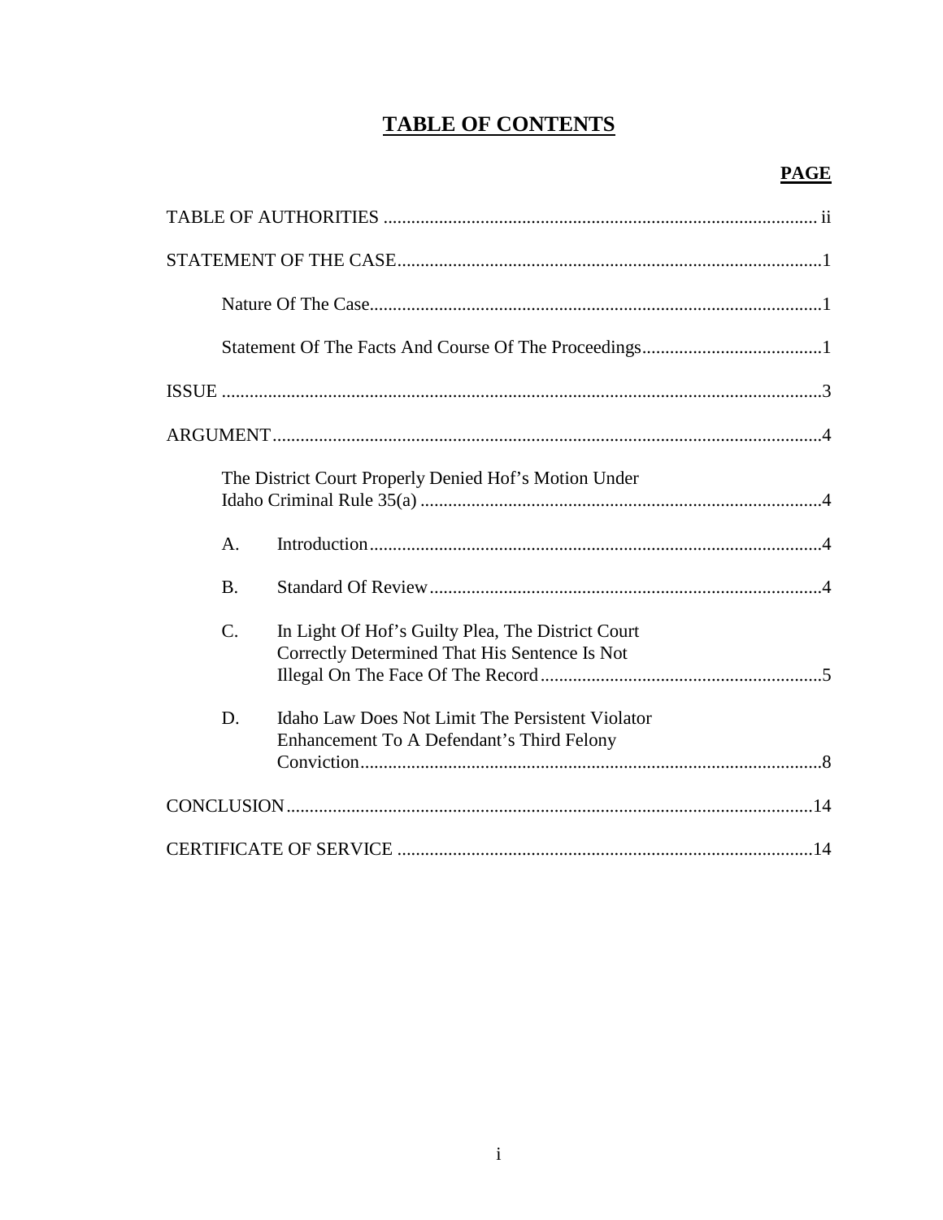# TABLE OF CONTENTS

| | PAGE |
|---|---|
| TABLE OF AUTHORITIES | ii |
| STATEMENT OF THE CASE | 1 |
| Nature Of The Case | 1 |
| Statement Of The Facts And Course Of The Proceedings | 1 |
| ISSUE | 3 |
| ARGUMENT | 4 |
| The District Court Properly Denied Hof's Motion Under Idaho Criminal Rule 35(a) | 4 |
| A. Introduction | 4 |
| B. Standard Of Review | 4 |
| C. In Light Of Hof's Guilty Plea, The District Court Correctly Determined That His Sentence Is Not Illegal On The Face Of The Record | 5 |
| D. Idaho Law Does Not Limit The Persistent Violator Enhancement To A Defendant's Third Felony Conviction | 8 |
| CONCLUSION | 14 |
| CERTIFICATE OF SERVICE | 14 |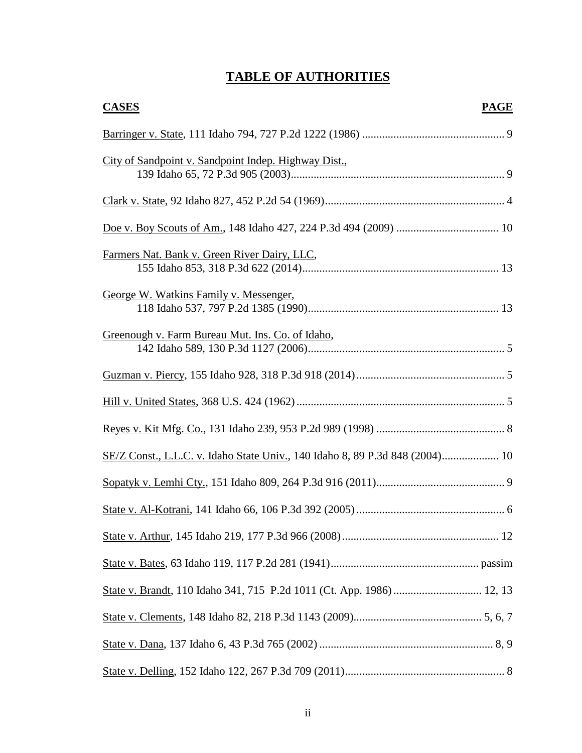# TABLE OF AUTHORITIES

| CASES | PAGE |
| --- | --- |
| Barringer v. State, 111 Idaho 794, 727 P.2d 1222 (1986) | 9 |
| City of Sandpoint v. Sandpoint Indep. Highway Dist., 139 Idaho 65, 72 P.3d 905 (2003) | 9 |
| Clark v. State, 92 Idaho 827, 452 P.2d 54 (1969) | 4 |
| Doe v. Boy Scouts of Am., 148 Idaho 427, 224 P.3d 494 (2009) | 10 |
| Farmers Nat. Bank v. Green River Dairy, LLC, 155 Idaho 853, 318 P.3d 622 (2014) | 13 |
| George W. Watkins Family v. Messenger, 118 Idaho 537, 797 P.2d 1385 (1990) | 13 |
| Greenough v. Farm Bureau Mut. Ins. Co. of Idaho, 142 Idaho 589, 130 P.3d 1127 (2006) | 5 |
| Guzman v. Piercy, 155 Idaho 928, 318 P.3d 918 (2014) | 5 |
| Hill v. United States, 368 U.S. 424 (1962) | 5 |
| Reyes v. Kit Mfg. Co., 131 Idaho 239, 953 P.2d 989 (1998) | 8 |
| SE/Z Const., L.L.C. v. Idaho State Univ., 140 Idaho 8, 89 P.3d 848 (2004) | 10 |
| Sopatyk v. Lemhi Cty., 151 Idaho 809, 264 P.3d 916 (2011) | 9 |
| State v. Al-Kotrani, 141 Idaho 66, 106 P.3d 392 (2005) | 6 |
| State v. Arthur, 145 Idaho 219, 177 P.3d 966 (2008) | 12 |
| State v. Bates, 63 Idaho 119, 117 P.2d 281 (1941) | passim |
| State v. Brandt, 110 Idaho 341, 715 P.2d 1011 (Ct. App. 1986) | 12, 13 |
| State v. Clements, 148 Idaho 82, 218 P.3d 1143 (2009) | 5, 6, 7 |
| State v. Dana, 137 Idaho 6, 43 P.3d 765 (2002) | 8, 9 |
| State v. Delling, 152 Idaho 122, 267 P.3d 709 (2011) | 8 |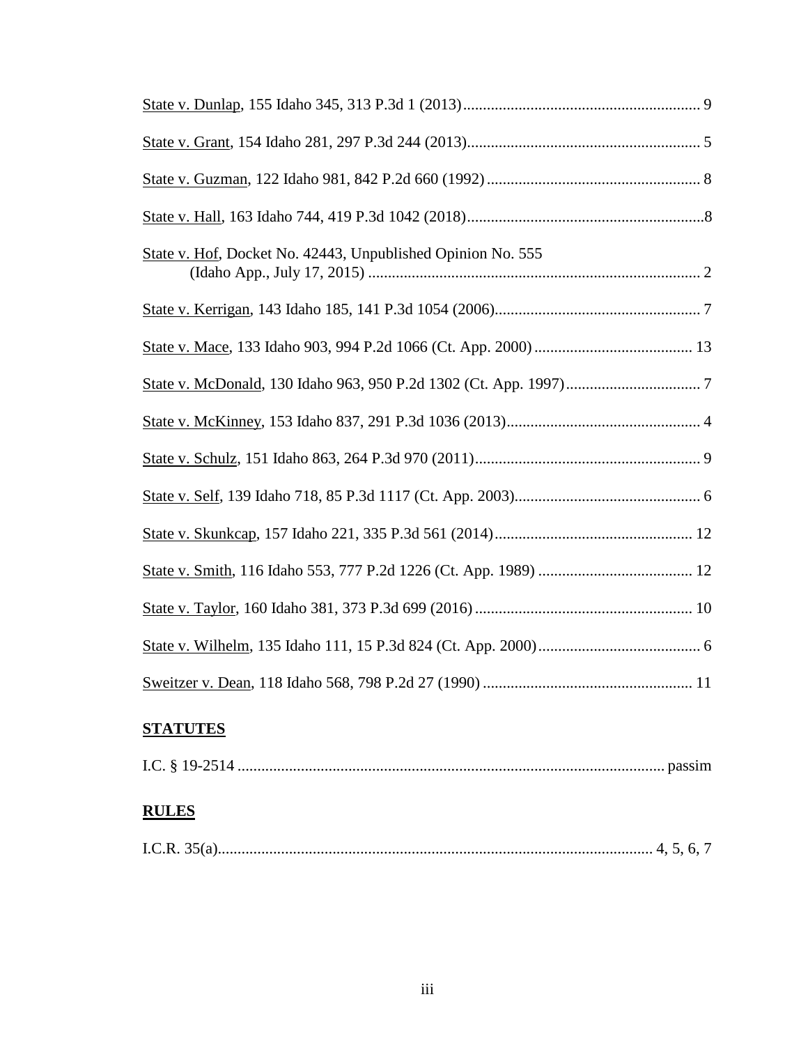State v. Dunlap, 155 Idaho 345, 313 P.3d 1 (2013) ........................................................... 9

State v. Grant, 154 Idaho 281, 297 P.3d 244 (2013).......................................................... 5

State v. Guzman, 122 Idaho 981, 842 P.2d 660 (1992) ...................................................... 8

State v. Hall, 163 Idaho 744, 419 P.3d 1042 (2018)............................................................8

State v. Hof, Docket No. 42443, Unpublished Opinion No. 555 (Idaho App., July 17, 2015) .................................................................................... 2

State v. Kerrigan, 143 Idaho 185, 141 P.3d 1054 (2006).................................................... 7

State v. Mace, 133 Idaho 903, 994 P.2d 1066 (Ct. App. 2000) ........................................ 13

State v. McDonald, 130 Idaho 963, 950 P.2d 1302 (Ct. App. 1997).................................. 7

State v. McKinney, 153 Idaho 837, 291 P.3d 1036 (2013)................................................. 4

State v. Schulz, 151 Idaho 863, 264 P.3d 970 (2011)......................................................... 9

State v. Self, 139 Idaho 718, 85 P.3d 1117 (Ct. App. 2003)............................................... 6

State v. Skunkcap, 157 Idaho 221, 335 P.3d 561 (2014)................................................. 12

State v. Smith, 116 Idaho 553, 777 P.2d 1226 (Ct. App. 1989) ....................................... 12

State v. Taylor, 160 Idaho 381, 373 P.3d 699 (2016) ....................................................... 10

State v. Wilhelm, 135 Idaho 111, 15 P.3d 824 (Ct. App. 2000)......................................... 6

Sweitzer v. Dean, 118 Idaho 568, 798 P.2d 27 (1990) ..................................................... 11

## STATUTES

I.C. § 19-2514 ........................................................................................................... passim

## RULES

I.C.R. 35(a)............................................................................................................. 4, 5, 6, 7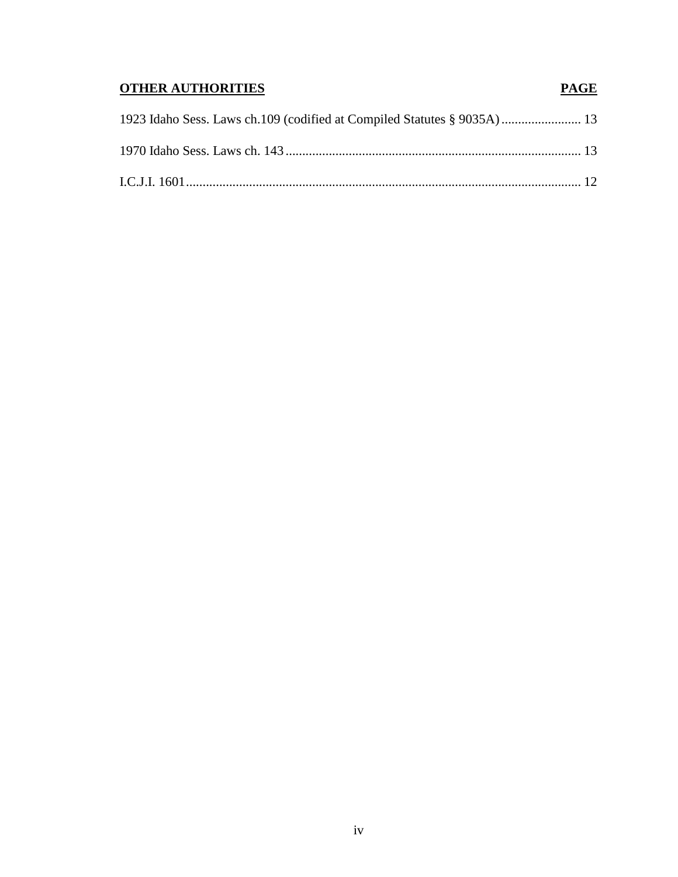| **OTHER AUTHORITIES** | **PAGE** |
| --- | --- |
| 1923 Idaho Sess. Laws ch.109 (codified at Compiled Statutes § 9035A) | 13 |
| 1970 Idaho Sess. Laws ch. 143 | 13 |
| I.C.J.I. 1601 | 12 |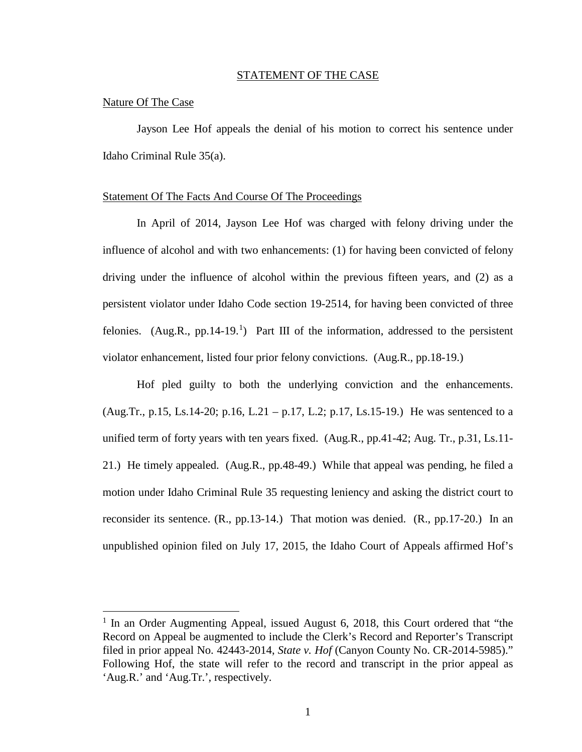## STATEMENT OF THE CASE

### Nature Of The Case

Jayson Lee Hof appeals the denial of his motion to correct his sentence under Idaho Criminal Rule 35(a).

### Statement Of The Facts And Course Of The Proceedings

In April of 2014, Jayson Lee Hof was charged with felony driving under the influence of alcohol and with two enhancements: (1) for having been convicted of felony driving under the influence of alcohol within the previous fifteen years, and (2) as a persistent violator under Idaho Code section 19-2514, for having been convicted of three felonies. (Aug.R., pp.14-19.[1]) Part III of the information, addressed to the persistent violator enhancement, listed four prior felony convictions. (Aug.R., pp.18-19.)

Hof pled guilty to both the underlying conviction and the enhancements. (Aug.Tr., p.15, Ls.14-20; p.16, L.21 – p.17, L.2; p.17, Ls.15-19.) He was sentenced to a unified term of forty years with ten years fixed. (Aug.R., pp.41-42; Aug. Tr., p.31, Ls.11-21.) He timely appealed. (Aug.R., pp.48-49.) While that appeal was pending, he filed a motion under Idaho Criminal Rule 35 requesting leniency and asking the district court to reconsider its sentence. (R., pp.13-14.) That motion was denied. (R., pp.17-20.) In an unpublished opinion filed on July 17, 2015, the Idaho Court of Appeals affirmed Hof's

---

[1] In an Order Augmenting Appeal, issued August 6, 2018, this Court ordered that "the Record on Appeal be augmented to include the Clerk's Record and Reporter's Transcript filed in prior appeal No. 42443-2014, *State v. Hof* (Canyon County No. CR-2014-5985)." Following Hof, the state will refer to the record and transcript in the prior appeal as 'Aug.R.' and 'Aug.Tr.', respectively.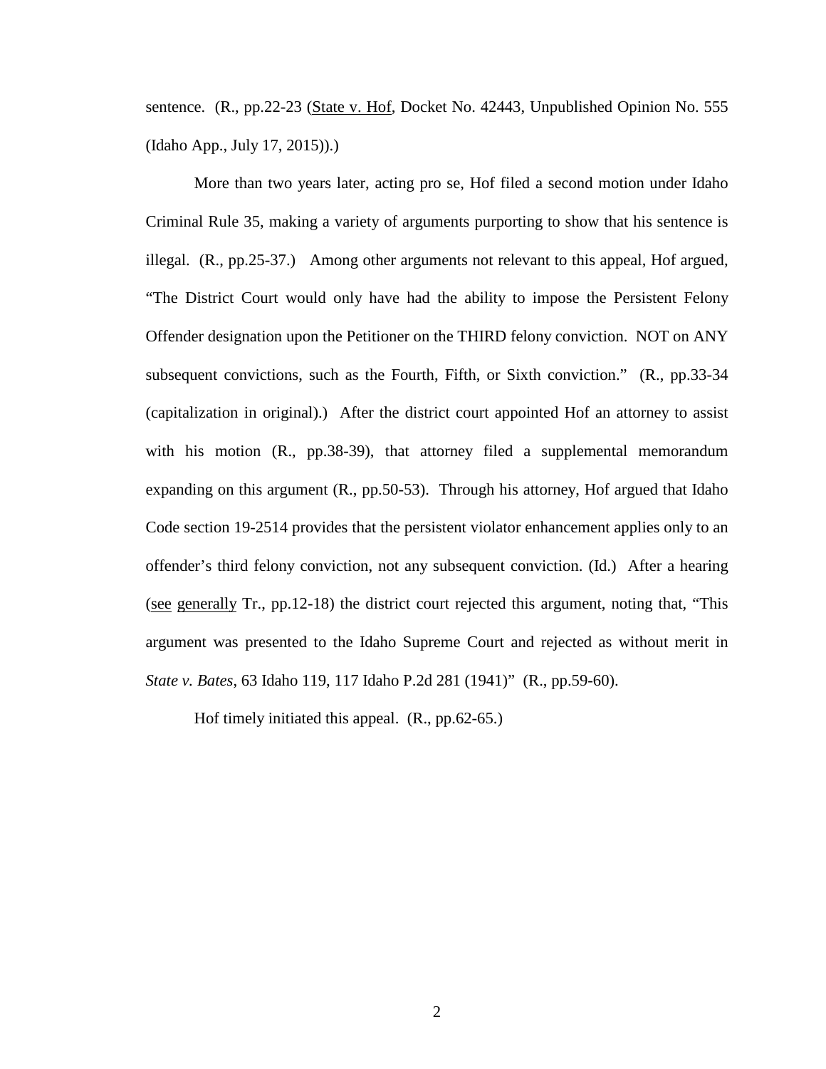sentence. (R., pp.22-23 (State v. Hof, Docket No. 42443, Unpublished Opinion No. 555 (Idaho App., July 17, 2015)).)

More than two years later, acting pro se, Hof filed a second motion under Idaho Criminal Rule 35, making a variety of arguments purporting to show that his sentence is illegal. (R., pp.25-37.) Among other arguments not relevant to this appeal, Hof argued, "The District Court would only have had the ability to impose the Persistent Felony Offender designation upon the Petitioner on the THIRD felony conviction. NOT on ANY subsequent convictions, such as the Fourth, Fifth, or Sixth conviction." (R., pp.33-34 (capitalization in original).) After the district court appointed Hof an attorney to assist with his motion (R., pp.38-39), that attorney filed a supplemental memorandum expanding on this argument (R., pp.50-53). Through his attorney, Hof argued that Idaho Code section 19-2514 provides that the persistent violator enhancement applies only to an offender's third felony conviction, not any subsequent conviction. (Id.) After a hearing (see generally Tr., pp.12-18) the district court rejected this argument, noting that, "This argument was presented to the Idaho Supreme Court and rejected as without merit in *State v. Bates*, 63 Idaho 119, 117 Idaho P.2d 281 (1941)" (R., pp.59-60).

Hof timely initiated this appeal. (R., pp.62-65.)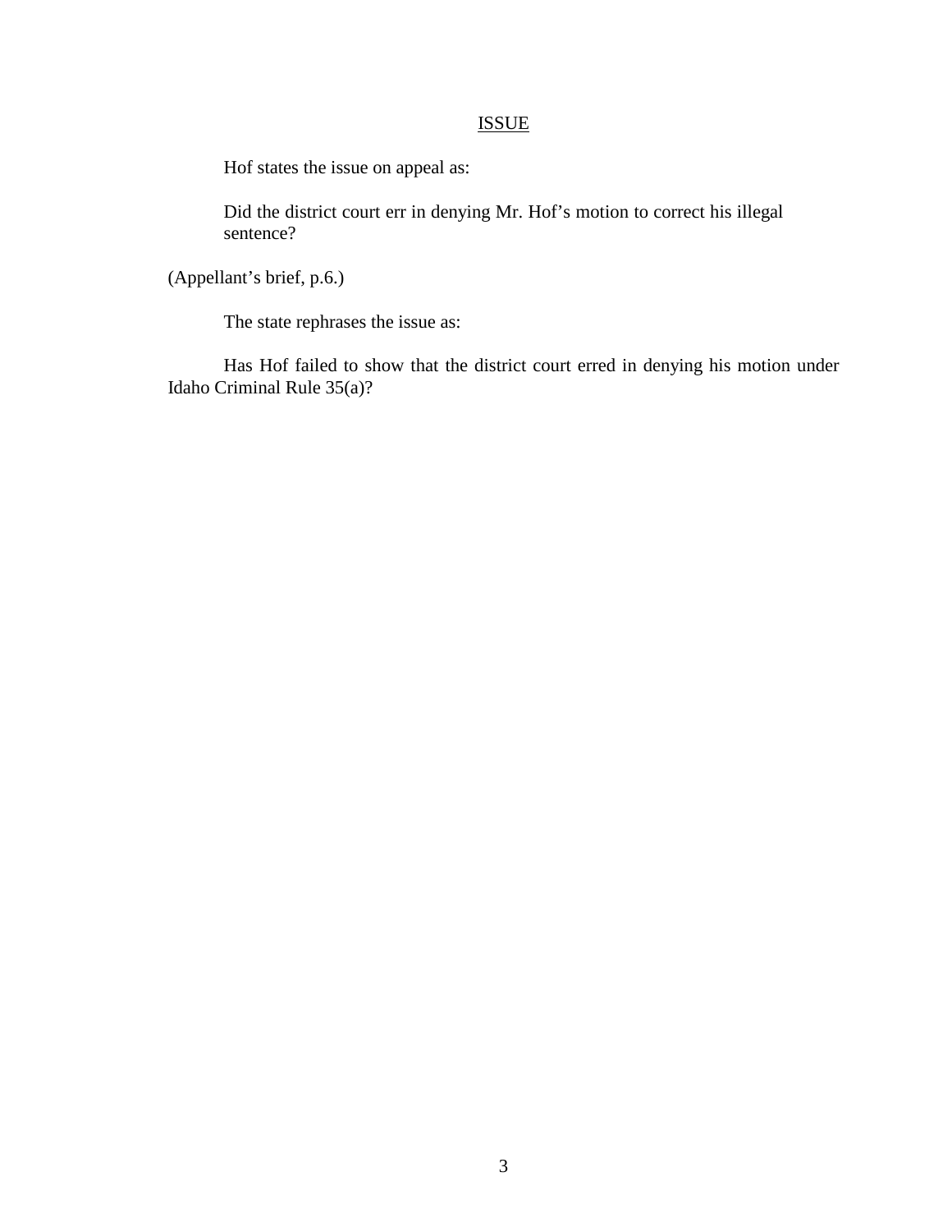## ISSUE

Hof states the issue on appeal as:

> Did the district court err in denying Mr. Hof's motion to correct his illegal sentence?

(Appellant's brief, p.6.)

The state rephrases the issue as:

Has Hof failed to show that the district court erred in denying his motion under Idaho Criminal Rule 35(a)?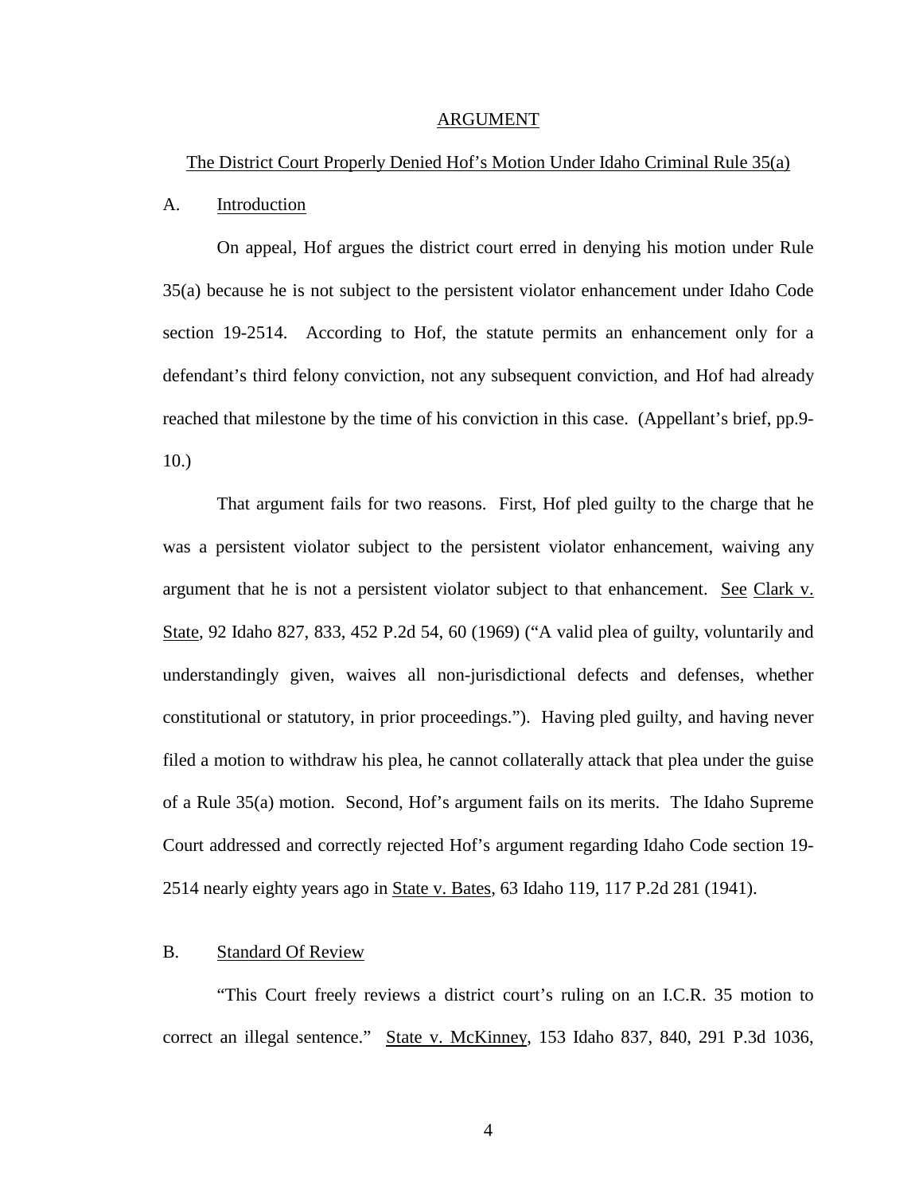## ARGUMENT

### The District Court Properly Denied Hof's Motion Under Idaho Criminal Rule 35(a)

A. Introduction

On appeal, Hof argues the district court erred in denying his motion under Rule 35(a) because he is not subject to the persistent violator enhancement under Idaho Code section 19-2514. According to Hof, the statute permits an enhancement only for a defendant's third felony conviction, not any subsequent conviction, and Hof had already reached that milestone by the time of his conviction in this case. (Appellant's brief, pp.9-10.)

That argument fails for two reasons. First, Hof pled guilty to the charge that he was a persistent violator subject to the persistent violator enhancement, waiving any argument that he is not a persistent violator subject to that enhancement. See Clark v. State, 92 Idaho 827, 833, 452 P.2d 54, 60 (1969) ("A valid plea of guilty, voluntarily and understandingly given, waives all non-jurisdictional defects and defenses, whether constitutional or statutory, in prior proceedings."). Having pled guilty, and having never filed a motion to withdraw his plea, he cannot collaterally attack that plea under the guise of a Rule 35(a) motion. Second, Hof's argument fails on its merits. The Idaho Supreme Court addressed and correctly rejected Hof's argument regarding Idaho Code section 19-2514 nearly eighty years ago in State v. Bates, 63 Idaho 119, 117 P.2d 281 (1941).

B. Standard Of Review

"This Court freely reviews a district court's ruling on an I.C.R. 35 motion to correct an illegal sentence." State v. McKinney, 153 Idaho 837, 840, 291 P.3d 1036,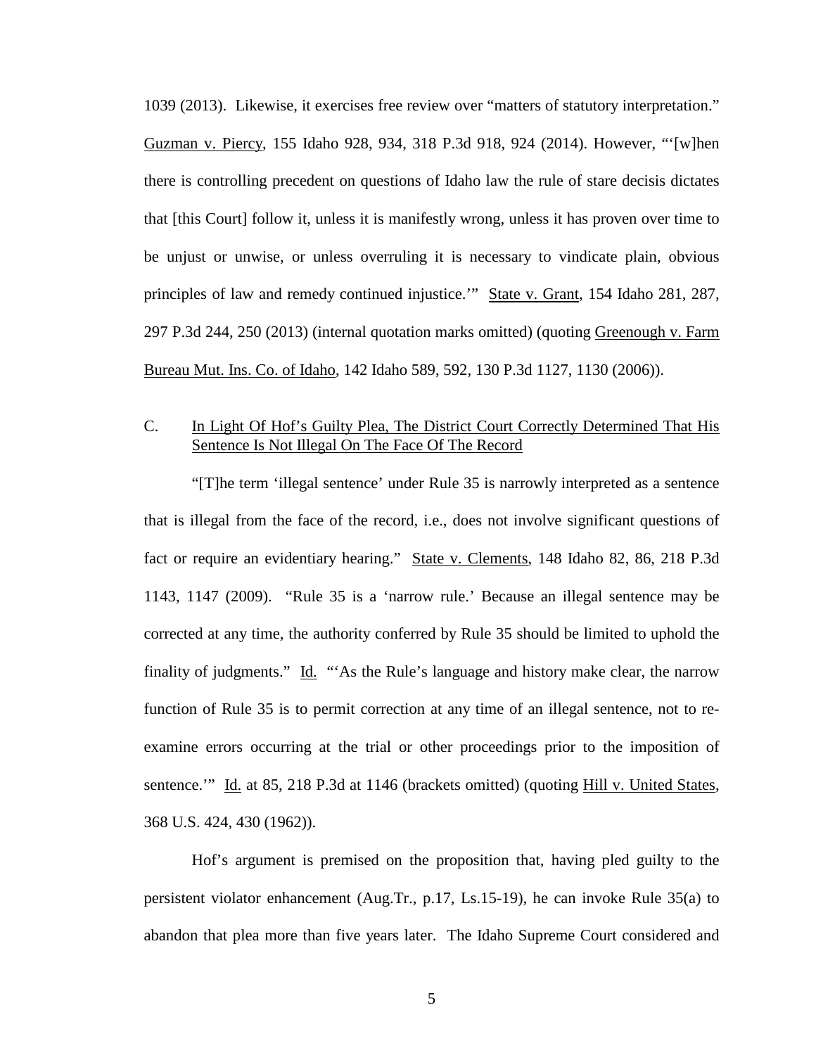1039 (2013). Likewise, it exercises free review over "matters of statutory interpretation." Guzman v. Piercy, 155 Idaho 928, 934, 318 P.3d 918, 924 (2014). However, "'[w]hen there is controlling precedent on questions of Idaho law the rule of stare decisis dictates that [this Court] follow it, unless it is manifestly wrong, unless it has proven over time to be unjust or unwise, or unless overruling it is necessary to vindicate plain, obvious principles of law and remedy continued injustice.'" State v. Grant, 154 Idaho 281, 287, 297 P.3d 244, 250 (2013) (internal quotation marks omitted) (quoting Greenough v. Farm Bureau Mut. Ins. Co. of Idaho, 142 Idaho 589, 592, 130 P.3d 1127, 1130 (2006)).

### C. In Light Of Hof's Guilty Plea, The District Court Correctly Determined That His Sentence Is Not Illegal On The Face Of The Record

"[T]he term 'illegal sentence' under Rule 35 is narrowly interpreted as a sentence that is illegal from the face of the record, i.e., does not involve significant questions of fact or require an evidentiary hearing." State v. Clements, 148 Idaho 82, 86, 218 P.3d 1143, 1147 (2009). "Rule 35 is a 'narrow rule.' Because an illegal sentence may be corrected at any time, the authority conferred by Rule 35 should be limited to uphold the finality of judgments." Id. "'As the Rule's language and history make clear, the narrow function of Rule 35 is to permit correction at any time of an illegal sentence, not to re-examine errors occurring at the trial or other proceedings prior to the imposition of sentence.'" Id. at 85, 218 P.3d at 1146 (brackets omitted) (quoting Hill v. United States, 368 U.S. 424, 430 (1962)).

Hof's argument is premised on the proposition that, having pled guilty to the persistent violator enhancement (Aug.Tr., p.17, Ls.15-19), he can invoke Rule 35(a) to abandon that plea more than five years later. The Idaho Supreme Court considered and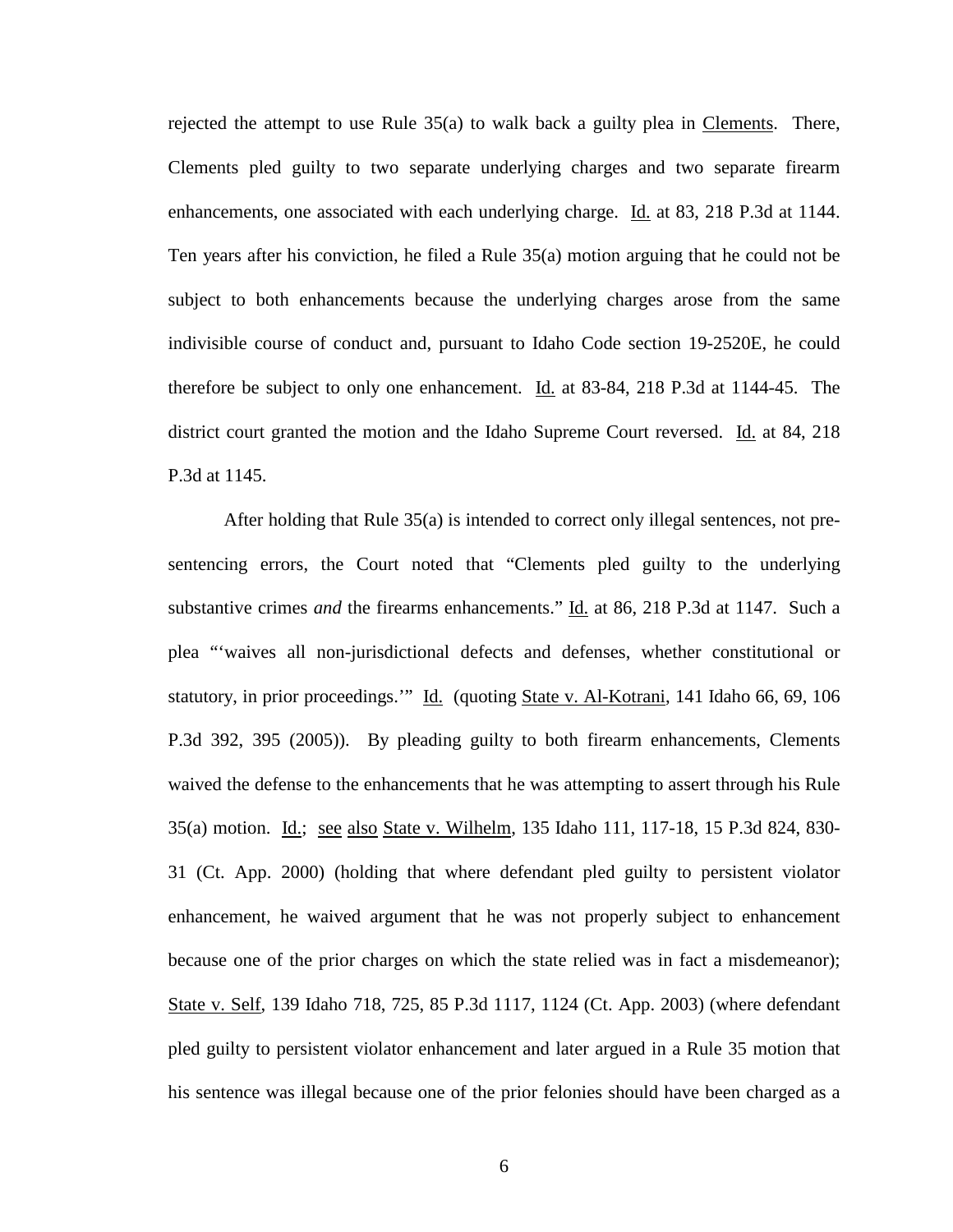rejected the attempt to use Rule 35(a) to walk back a guilty plea in Clements. There, Clements pled guilty to two separate underlying charges and two separate firearm enhancements, one associated with each underlying charge. Id. at 83, 218 P.3d at 1144. Ten years after his conviction, he filed a Rule 35(a) motion arguing that he could not be subject to both enhancements because the underlying charges arose from the same indivisible course of conduct and, pursuant to Idaho Code section 19-2520E, he could therefore be subject to only one enhancement. Id. at 83-84, 218 P.3d at 1144-45. The district court granted the motion and the Idaho Supreme Court reversed. Id. at 84, 218 P.3d at 1145.

After holding that Rule 35(a) is intended to correct only illegal sentences, not pre-sentencing errors, the Court noted that "Clements pled guilty to the underlying substantive crimes *and* the firearms enhancements." Id. at 86, 218 P.3d at 1147. Such a plea "'waives all non-jurisdictional defects and defenses, whether constitutional or statutory, in prior proceedings.'" Id. (quoting State v. Al-Kotrani, 141 Idaho 66, 69, 106 P.3d 392, 395 (2005)). By pleading guilty to both firearm enhancements, Clements waived the defense to the enhancements that he was attempting to assert through his Rule 35(a) motion. Id.; see also State v. Wilhelm, 135 Idaho 111, 117-18, 15 P.3d 824, 830-31 (Ct. App. 2000) (holding that where defendant pled guilty to persistent violator enhancement, he waived argument that he was not properly subject to enhancement because one of the prior charges on which the state relied was in fact a misdemeanor); State v. Self, 139 Idaho 718, 725, 85 P.3d 1117, 1124 (Ct. App. 2003) (where defendant pled guilty to persistent violator enhancement and later argued in a Rule 35 motion that his sentence was illegal because one of the prior felonies should have been charged as a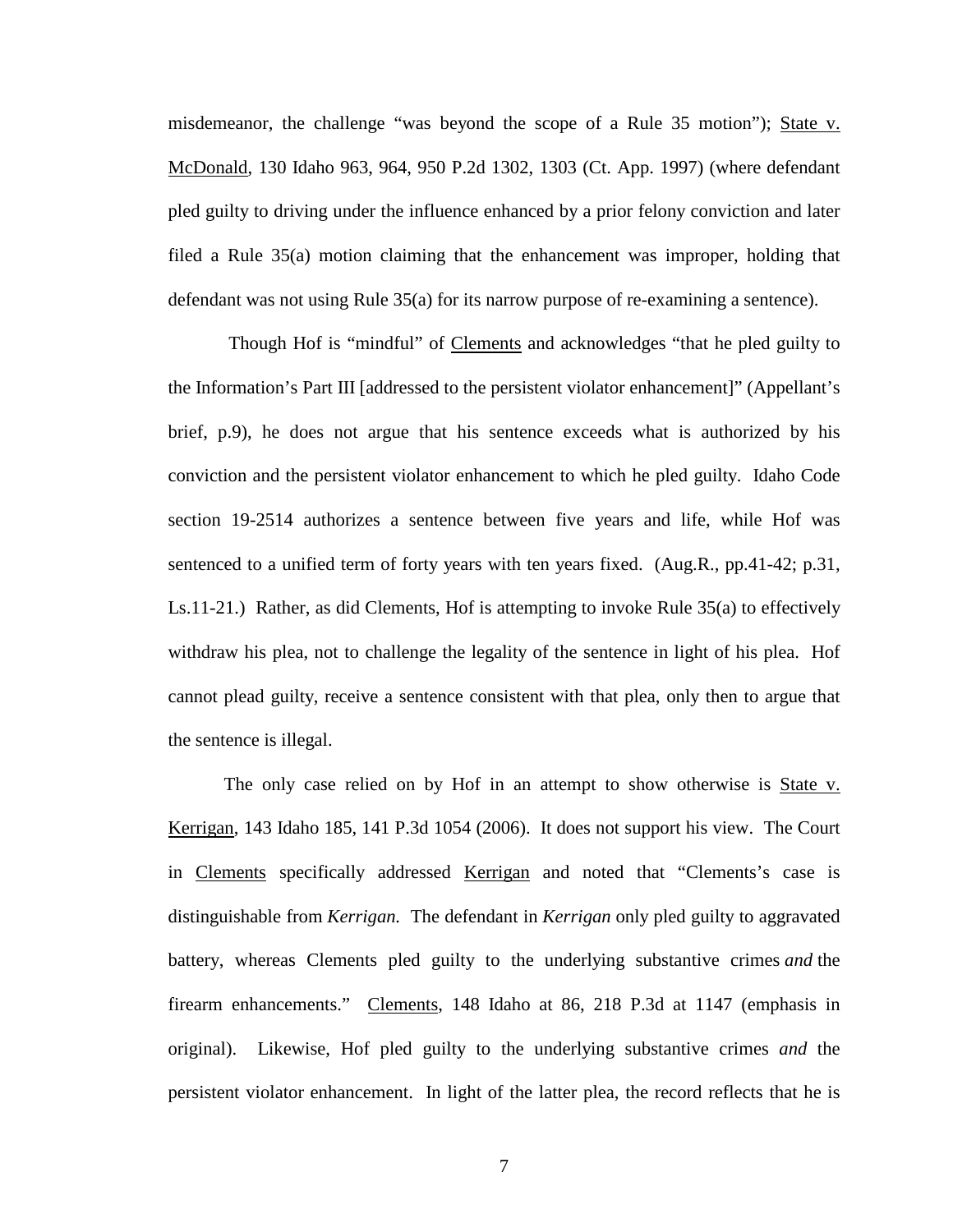misdemeanor, the challenge "was beyond the scope of a Rule 35 motion"); State v. McDonald, 130 Idaho 963, 964, 950 P.2d 1302, 1303 (Ct. App. 1997) (where defendant pled guilty to driving under the influence enhanced by a prior felony conviction and later filed a Rule 35(a) motion claiming that the enhancement was improper, holding that defendant was not using Rule 35(a) for its narrow purpose of re-examining a sentence).

Though Hof is "mindful" of Clements and acknowledges "that he pled guilty to the Information's Part III [addressed to the persistent violator enhancement]" (Appellant's brief, p.9), he does not argue that his sentence exceeds what is authorized by his conviction and the persistent violator enhancement to which he pled guilty. Idaho Code section 19-2514 authorizes a sentence between five years and life, while Hof was sentenced to a unified term of forty years with ten years fixed. (Aug.R., pp.41-42; p.31, Ls.11-21.) Rather, as did Clements, Hof is attempting to invoke Rule 35(a) to effectively withdraw his plea, not to challenge the legality of the sentence in light of his plea. Hof cannot plead guilty, receive a sentence consistent with that plea, only then to argue that the sentence is illegal.

The only case relied on by Hof in an attempt to show otherwise is State v. Kerrigan, 143 Idaho 185, 141 P.3d 1054 (2006). It does not support his view. The Court in Clements specifically addressed Kerrigan and noted that "Clements's case is distinguishable from *Kerrigan.* The defendant in *Kerrigan* only pled guilty to aggravated battery, whereas Clements pled guilty to the underlying substantive crimes *and* the firearm enhancements." Clements, 148 Idaho at 86, 218 P.3d at 1147 (emphasis in original). Likewise, Hof pled guilty to the underlying substantive crimes *and* the persistent violator enhancement. In light of the latter plea, the record reflects that he is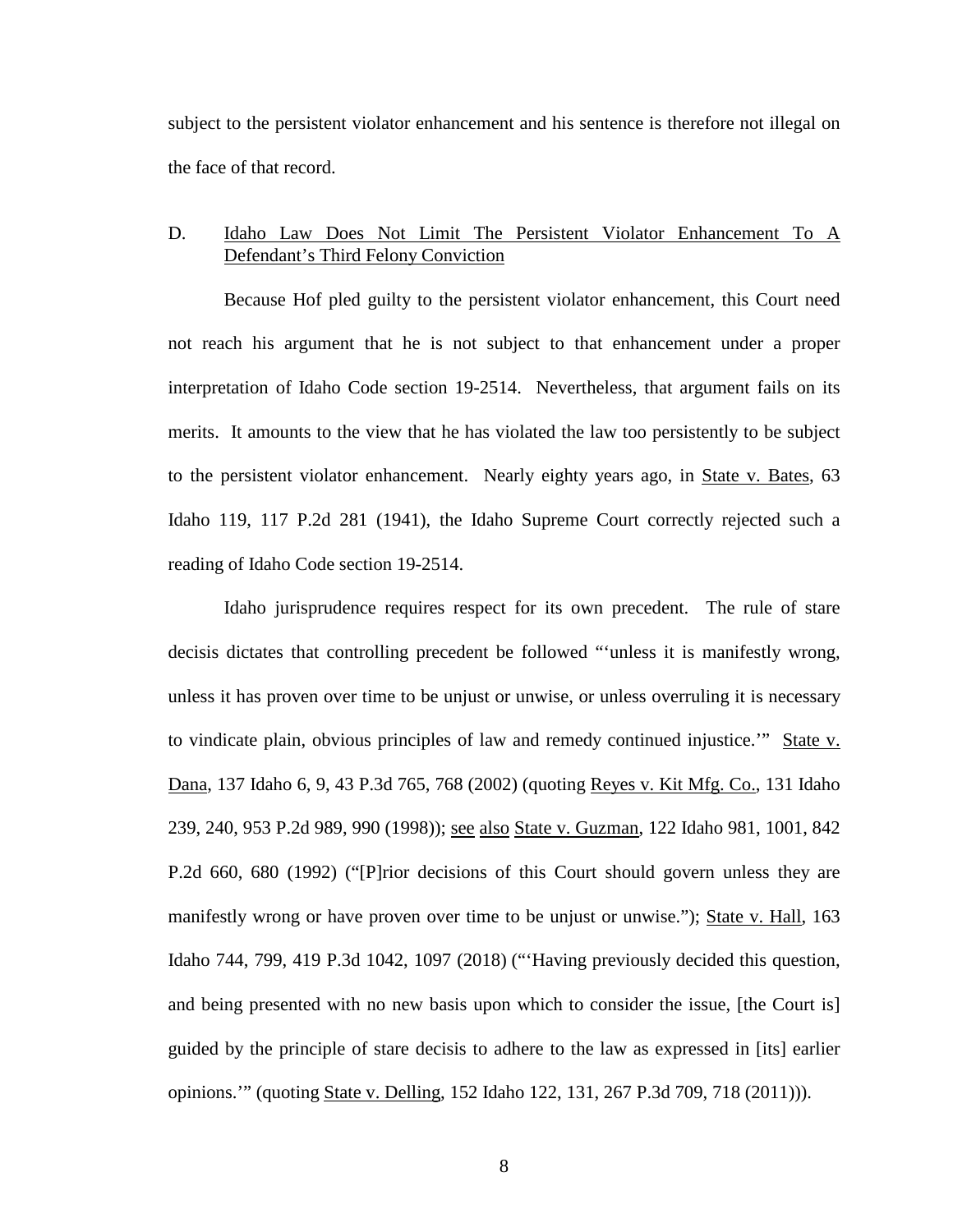subject to the persistent violator enhancement and his sentence is therefore not illegal on the face of that record.

### D. Idaho Law Does Not Limit The Persistent Violator Enhancement To A Defendant's Third Felony Conviction

Because Hof pled guilty to the persistent violator enhancement, this Court need not reach his argument that he is not subject to that enhancement under a proper interpretation of Idaho Code section 19-2514. Nevertheless, that argument fails on its merits. It amounts to the view that he has violated the law too persistently to be subject to the persistent violator enhancement. Nearly eighty years ago, in State v. Bates, 63 Idaho 119, 117 P.2d 281 (1941), the Idaho Supreme Court correctly rejected such a reading of Idaho Code section 19-2514.

Idaho jurisprudence requires respect for its own precedent. The rule of stare decisis dictates that controlling precedent be followed "'unless it is manifestly wrong, unless it has proven over time to be unjust or unwise, or unless overruling it is necessary to vindicate plain, obvious principles of law and remedy continued injustice.'" State v. Dana, 137 Idaho 6, 9, 43 P.3d 765, 768 (2002) (quoting Reyes v. Kit Mfg. Co., 131 Idaho 239, 240, 953 P.2d 989, 990 (1998)); see also State v. Guzman, 122 Idaho 981, 1001, 842 P.2d 660, 680 (1992) ("[P]rior decisions of this Court should govern unless they are manifestly wrong or have proven over time to be unjust or unwise."); State v. Hall, 163 Idaho 744, 799, 419 P.3d 1042, 1097 (2018) ("'Having previously decided this question, and being presented with no new basis upon which to consider the issue, [the Court is] guided by the principle of stare decisis to adhere to the law as expressed in [its] earlier opinions.'" (quoting State v. Delling, 152 Idaho 122, 131, 267 P.3d 709, 718 (2011))).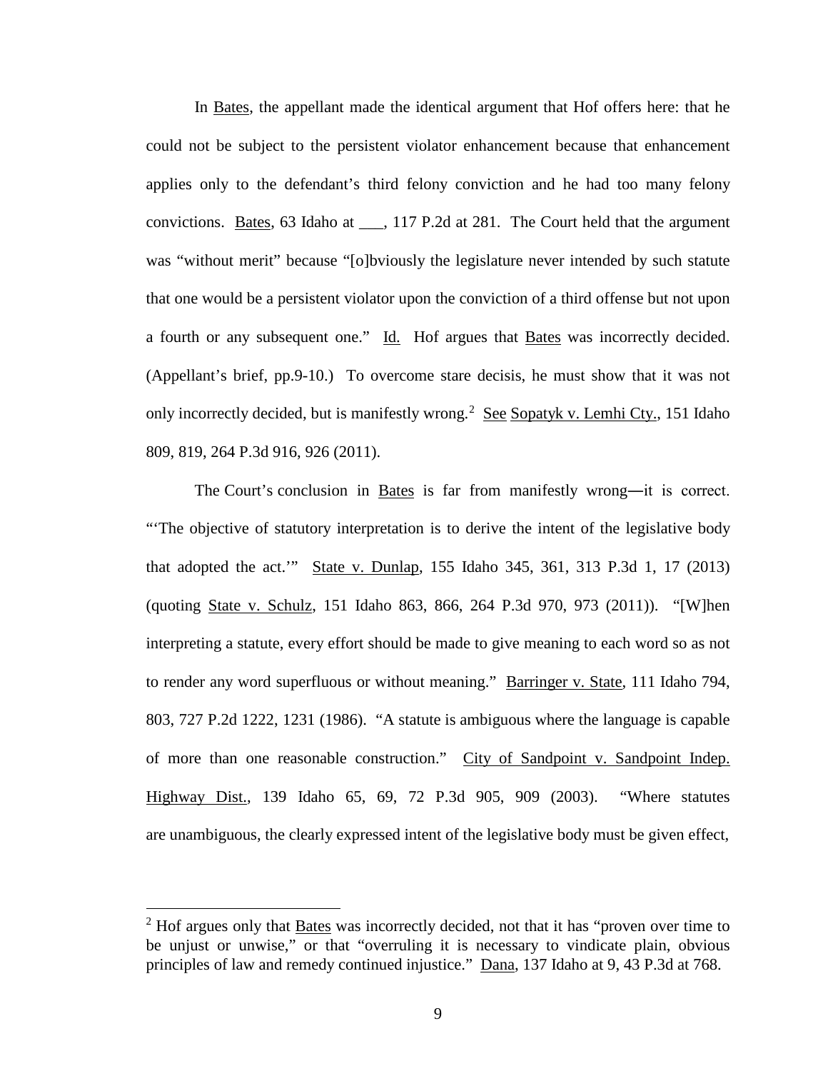In Bates, the appellant made the identical argument that Hof offers here: that he could not be subject to the persistent violator enhancement because that enhancement applies only to the defendant's third felony conviction and he had too many felony convictions. Bates, 63 Idaho at ___, 117 P.2d at 281. The Court held that the argument was "without merit" because "[o]bviously the legislature never intended by such statute that one would be a persistent violator upon the conviction of a third offense but not upon a fourth or any subsequent one." Id. Hof argues that Bates was incorrectly decided. (Appellant's brief, pp.9-10.) To overcome stare decisis, he must show that it was not only incorrectly decided, but is manifestly wrong.[2] See Sopatyk v. Lemhi Cty., 151 Idaho 809, 819, 264 P.3d 916, 926 (2011).

The Court's conclusion in Bates is far from manifestly wrong―it is correct. "'The objective of statutory interpretation is to derive the intent of the legislative body that adopted the act.'" State v. Dunlap, 155 Idaho 345, 361, 313 P.3d 1, 17 (2013) (quoting State v. Schulz, 151 Idaho 863, 866, 264 P.3d 970, 973 (2011)). "[W]hen interpreting a statute, every effort should be made to give meaning to each word so as not to render any word superfluous or without meaning." Barringer v. State, 111 Idaho 794, 803, 727 P.2d 1222, 1231 (1986). "A statute is ambiguous where the language is capable of more than one reasonable construction." City of Sandpoint v. Sandpoint Indep. Highway Dist., 139 Idaho 65, 69, 72 P.3d 905, 909 (2003). "Where statutes are unambiguous, the clearly expressed intent of the legislative body must be given effect,

---

[2] Hof argues only that Bates was incorrectly decided, not that it has "proven over time to be unjust or unwise," or that "overruling it is necessary to vindicate plain, obvious principles of law and remedy continued injustice." Dana, 137 Idaho at 9, 43 P.3d at 768.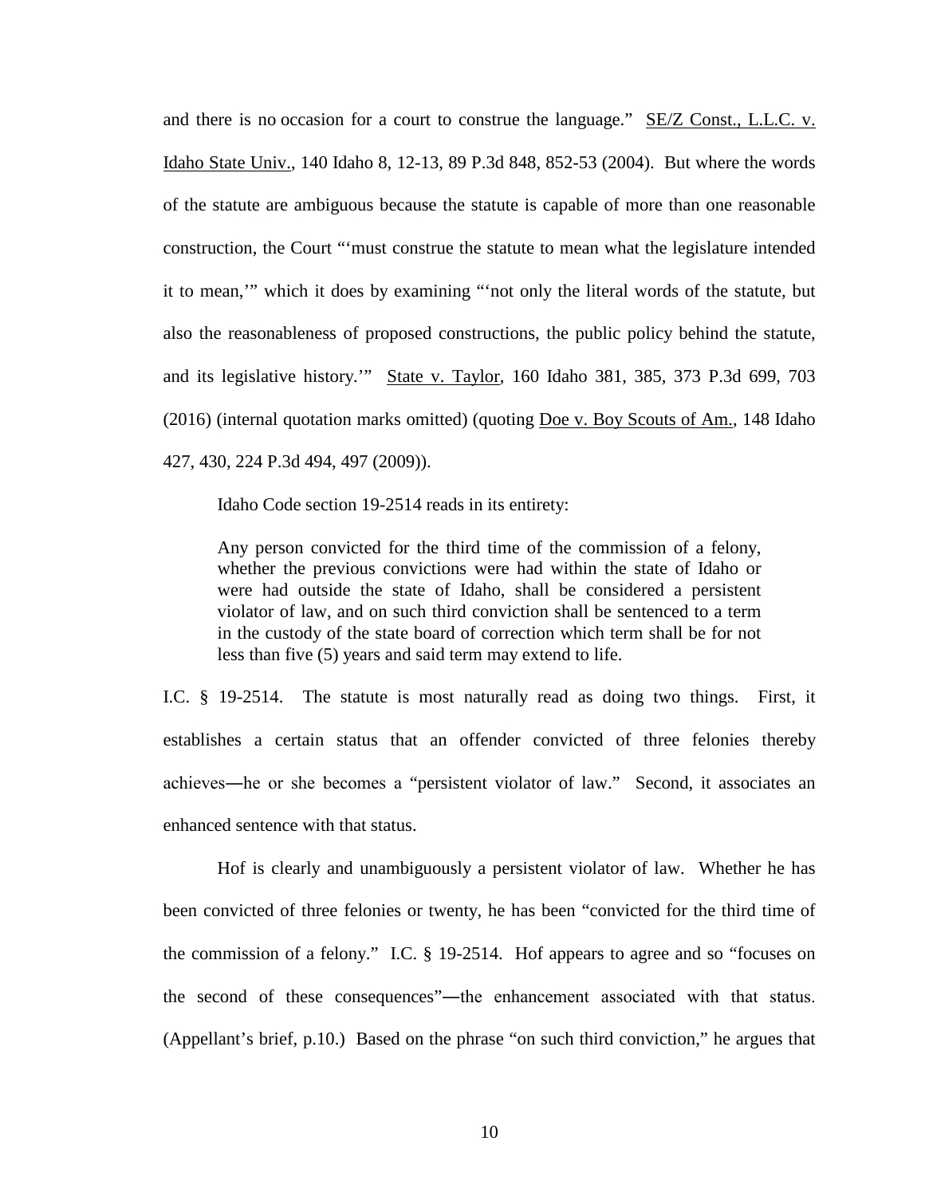and there is no occasion for a court to construe the language." SE/Z Const., L.L.C. v. Idaho State Univ., 140 Idaho 8, 12-13, 89 P.3d 848, 852-53 (2004). But where the words of the statute are ambiguous because the statute is capable of more than one reasonable construction, the Court "'must construe the statute to mean what the legislature intended it to mean,'" which it does by examining "'not only the literal words of the statute, but also the reasonableness of proposed constructions, the public policy behind the statute, and its legislative history.'" State v. Taylor, 160 Idaho 381, 385, 373 P.3d 699, 703 (2016) (internal quotation marks omitted) (quoting Doe v. Boy Scouts of Am., 148 Idaho 427, 430, 224 P.3d 494, 497 (2009)).

Idaho Code section 19-2514 reads in its entirety:

> Any person convicted for the third time of the commission of a felony, whether the previous convictions were had within the state of Idaho or were had outside the state of Idaho, shall be considered a persistent violator of law, and on such third conviction shall be sentenced to a term in the custody of the state board of correction which term shall be for not less than five (5) years and said term may extend to life.

I.C. § 19-2514. The statute is most naturally read as doing two things. First, it establishes a certain status that an offender convicted of three felonies thereby achieves—he or she becomes a "persistent violator of law." Second, it associates an enhanced sentence with that status.

Hof is clearly and unambiguously a persistent violator of law. Whether he has been convicted of three felonies or twenty, he has been "convicted for the third time of the commission of a felony." I.C. § 19-2514. Hof appears to agree and so "focuses on the second of these consequences"—the enhancement associated with that status. (Appellant's brief, p.10.) Based on the phrase "on such third conviction," he argues that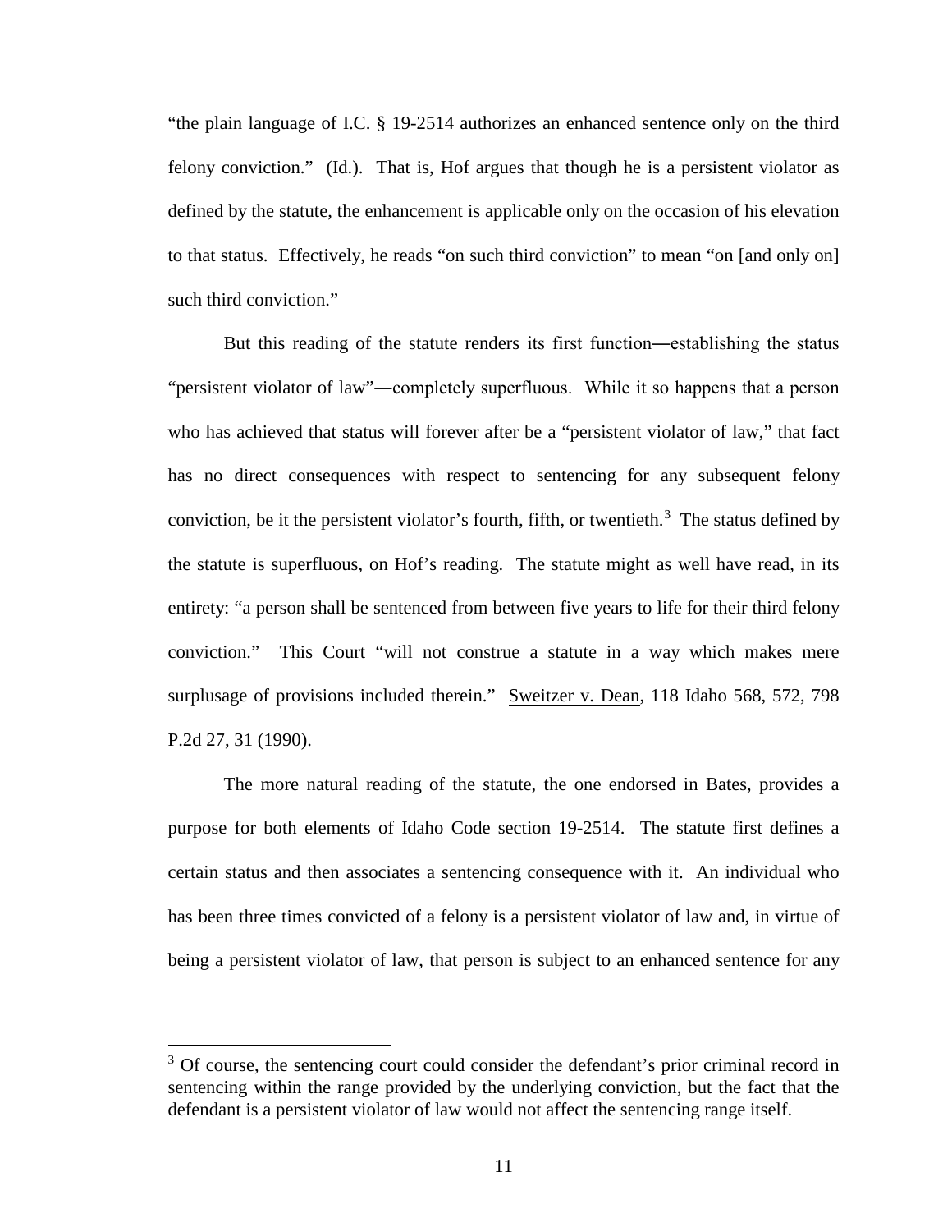"the plain language of I.C. § 19-2514 authorizes an enhanced sentence only on the third felony conviction." (Id.). That is, Hof argues that though he is a persistent violator as defined by the statute, the enhancement is applicable only on the occasion of his elevation to that status. Effectively, he reads "on such third conviction" to mean "on [and only on] such third conviction."

But this reading of the statute renders its first function—establishing the status "persistent violator of law"—completely superfluous. While it so happens that a person who has achieved that status will forever after be a "persistent violator of law," that fact has no direct consequences with respect to sentencing for any subsequent felony conviction, be it the persistent violator's fourth, fifth, or twentieth.[3] The status defined by the statute is superfluous, on Hof's reading. The statute might as well have read, in its entirety: "a person shall be sentenced from between five years to life for their third felony conviction." This Court "will not construe a statute in a way which makes mere surplusage of provisions included therein." Sweitzer v. Dean, 118 Idaho 568, 572, 798 P.2d 27, 31 (1990).

The more natural reading of the statute, the one endorsed in Bates, provides a purpose for both elements of Idaho Code section 19-2514. The statute first defines a certain status and then associates a sentencing consequence with it. An individual who has been three times convicted of a felony is a persistent violator of law and, in virtue of being a persistent violator of law, that person is subject to an enhanced sentence for any

[3] Of course, the sentencing court could consider the defendant's prior criminal record in sentencing within the range provided by the underlying conviction, but the fact that the defendant is a persistent violator of law would not affect the sentencing range itself.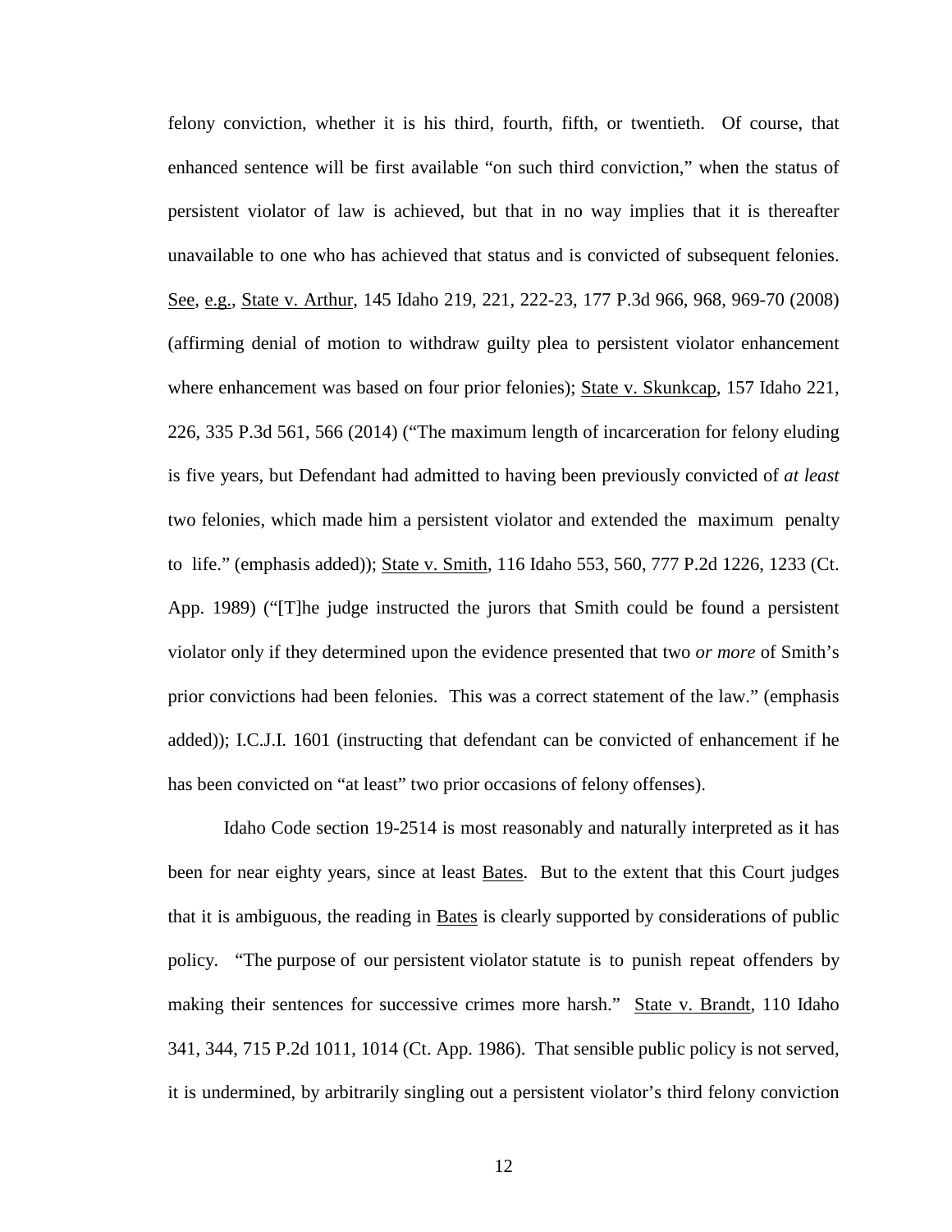felony conviction, whether it is his third, fourth, fifth, or twentieth. Of course, that enhanced sentence will be first available "on such third conviction," when the status of persistent violator of law is achieved, but that in no way implies that it is thereafter unavailable to one who has achieved that status and is convicted of subsequent felonies. See, e.g., State v. Arthur, 145 Idaho 219, 221, 222-23, 177 P.3d 966, 968, 969-70 (2008) (affirming denial of motion to withdraw guilty plea to persistent violator enhancement where enhancement was based on four prior felonies); State v. Skunkcap, 157 Idaho 221, 226, 335 P.3d 561, 566 (2014) ("The maximum length of incarceration for felony eluding is five years, but Defendant had admitted to having been previously convicted of *at least* two felonies, which made him a persistent violator and extended the maximum penalty to life." (emphasis added)); State v. Smith, 116 Idaho 553, 560, 777 P.2d 1226, 1233 (Ct. App. 1989) ("[T]he judge instructed the jurors that Smith could be found a persistent violator only if they determined upon the evidence presented that two *or more* of Smith's prior convictions had been felonies. This was a correct statement of the law." (emphasis added)); I.C.J.I. 1601 (instructing that defendant can be convicted of enhancement if he has been convicted on "at least" two prior occasions of felony offenses).

Idaho Code section 19-2514 is most reasonably and naturally interpreted as it has been for near eighty years, since at least Bates. But to the extent that this Court judges that it is ambiguous, the reading in Bates is clearly supported by considerations of public policy. "The purpose of our persistent violator statute is to punish repeat offenders by making their sentences for successive crimes more harsh." State v. Brandt, 110 Idaho 341, 344, 715 P.2d 1011, 1014 (Ct. App. 1986). That sensible public policy is not served, it is undermined, by arbitrarily singling out a persistent violator's third felony conviction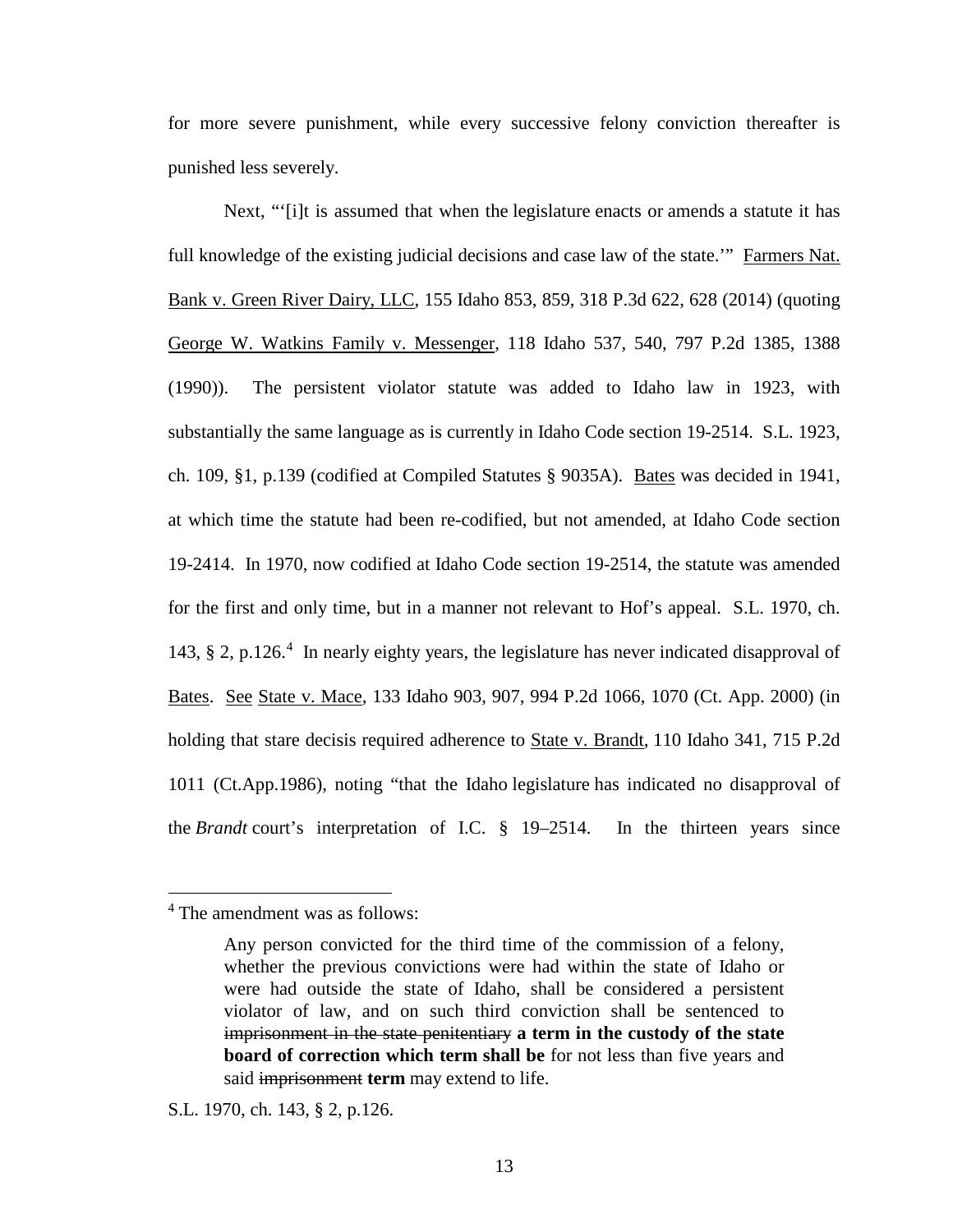for more severe punishment, while every successive felony conviction thereafter is punished less severely.

Next, "'[i]t is assumed that when the legislature enacts or amends a statute it has full knowledge of the existing judicial decisions and case law of the state.'" Farmers Nat. Bank v. Green River Dairy, LLC, 155 Idaho 853, 859, 318 P.3d 622, 628 (2014) (quoting George W. Watkins Family v. Messenger, 118 Idaho 537, 540, 797 P.2d 1385, 1388 (1990)). The persistent violator statute was added to Idaho law in 1923, with substantially the same language as is currently in Idaho Code section 19-2514. S.L. 1923, ch. 109, §1, p.139 (codified at Compiled Statutes § 9035A). Bates was decided in 1941, at which time the statute had been re-codified, but not amended, at Idaho Code section 19-2414. In 1970, now codified at Idaho Code section 19-2514, the statute was amended for the first and only time, but in a manner not relevant to Hof's appeal. S.L. 1970, ch. 143, § 2, p.126.[4] In nearly eighty years, the legislature has never indicated disapproval of Bates. See State v. Mace, 133 Idaho 903, 907, 994 P.2d 1066, 1070 (Ct. App. 2000) (in holding that stare decisis required adherence to State v. Brandt, 110 Idaho 341, 715 P.2d 1011 (Ct.App.1986), noting "that the Idaho legislature has indicated no disapproval of the *Brandt* court's interpretation of I.C. § 19–2514. In the thirteen years since

---

[4] The amendment was as follows:

> Any person convicted for the third time of the commission of a felony, whether the previous convictions were had within the state of Idaho or were had outside the state of Idaho, shall be considered a persistent violator of law, and on such third conviction shall be sentenced to ~~imprisonment in the state penitentiary~~ **a term in the custody of the state board of correction which term shall be** for not less than five years and said ~~imprisonment~~ **term** may extend to life.

S.L. 1970, ch. 143, § 2, p.126.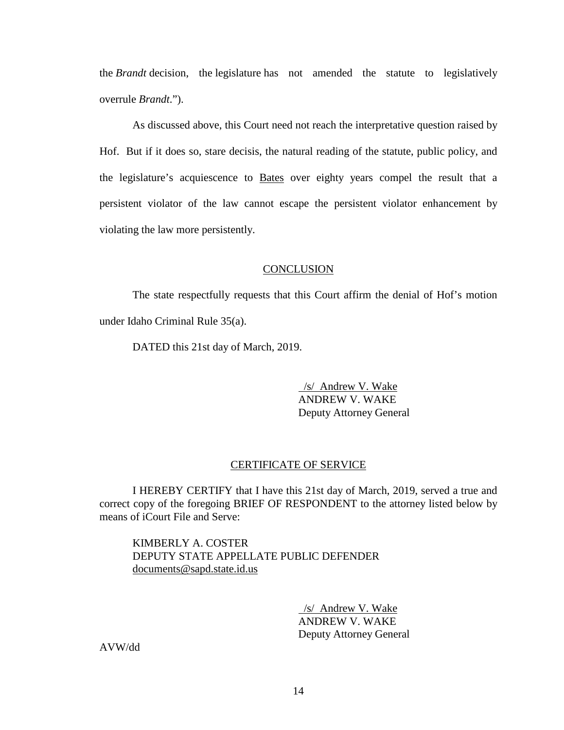the *Brandt* decision, the legislature has not amended the statute to legislatively overrule *Brandt*.").

As discussed above, this Court need not reach the interpretative question raised by Hof. But if it does so, stare decisis, the natural reading of the statute, public policy, and the legislature's acquiescence to Bates over eighty years compel the result that a persistent violator of the law cannot escape the persistent violator enhancement by violating the law more persistently.

## CONCLUSION

The state respectfully requests that this Court affirm the denial of Hof's motion under Idaho Criminal Rule 35(a).

DATED this 21st day of March, 2019.

/s/ Andrew V. Wake
ANDREW V. WAKE
Deputy Attorney General

## CERTIFICATE OF SERVICE

I HEREBY CERTIFY that I have this 21st day of March, 2019, served a true and correct copy of the foregoing BRIEF OF RESPONDENT to the attorney listed below by means of iCourt File and Serve:

KIMBERLY A. COSTER
DEPUTY STATE APPELLATE PUBLIC DEFENDER
documents@sapd.state.id.us

/s/ Andrew V. Wake
ANDREW V. WAKE
Deputy Attorney General

AVW/dd